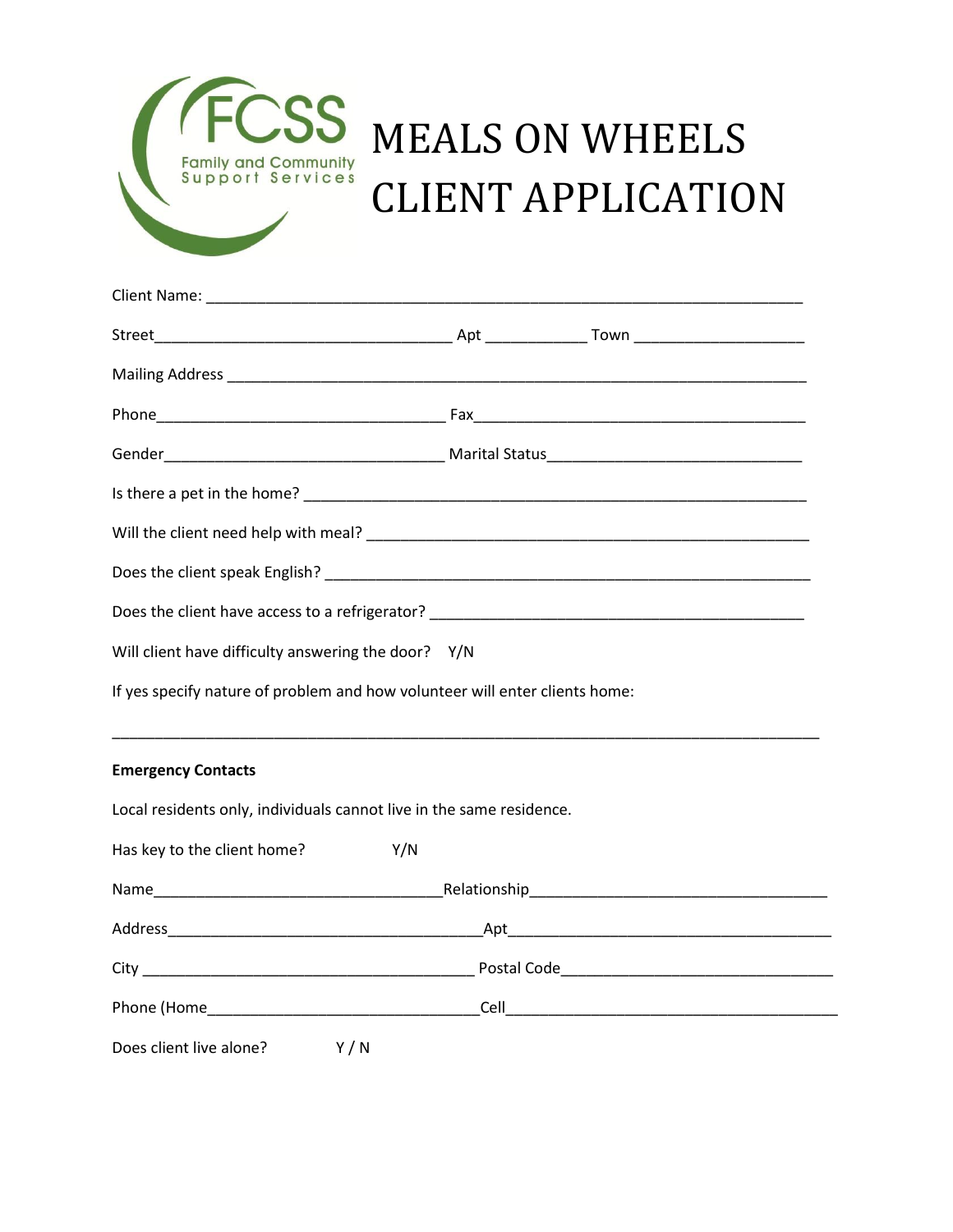FCSS
Family and Community
Support Services

# MEALS ON WHEELS CLIENT APPLICATION

Client Name: ___________________________________________________________________

Street___________________________________ Apt ___________ Town ___________________

Mailing Address _________________________________________________________________

Phone________________________________ Fax_____________________________________

Gender_______________________________ Marital Status____________________________

Is there a pet in the home? ________________________________________________________

Will the client need help with meal? _________________________________________________

Does the client speak English? ______________________________________________________

Does the client have access to a refrigerator? __________________________________________

Will client have difficulty answering the door? Y/N

If yes specify nature of problem and how volunteer will enter clients home:

_______________________________________________________________________________

**Emergency Contacts**

Local residents only, individuals cannot live in the same residence.

Has key to the client home? Y/N

Name________________________________Relationship_________________________________

Address_____________________________________Apt_____________________________________

City _______________________________________ Postal Code______________________________

Phone (Home_______________________________Cell_______________________________________

Does client live alone? Y / N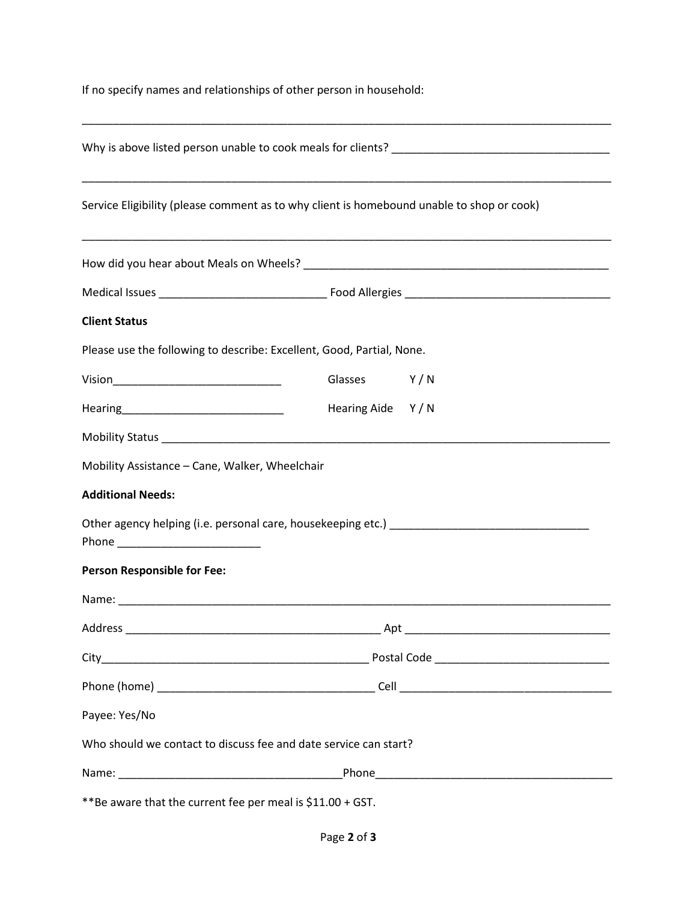If no specify names and relationships of other person in household:

_______________________________________________________________________________________

Why is above listed person unable to cook meals for clients? ___________________________________

_______________________________________________________________________________________

Service Eligibility (please comment as to why client is homebound unable to shop or cook)

_______________________________________________________________________________________

How did you hear about Meals on Wheels? _____________________________________________

Medical Issues ___________________________ Food Allergies _________________________________

**Client Status**

Please use the following to describe: Excellent, Good, Partial, None.

Vision___________________________ Glasses Y / N

Hearing__________________________ Hearing Aide Y / N

Mobility Status ___________________________________________________________________________

Mobility Assistance – Cane, Walker, Wheelchair

**Additional Needs:**

Other agency helping (i.e. personal care, housekeeping etc.) ________________________________
Phone _______________________

**Person Responsible for Fee:**

Name: _________________________________________________________________________________

Address _________________________________________ Apt _________________________________

City____________________________________________ Postal Code ___________________________

Phone (home) __________________________________ Cell __________________________________

Payee: Yes/No

Who should we contact to discuss fee and date service can start?

Name: ____________________________________Phone______________________________________

**Be aware that the current fee per meal is $11.00 + GST.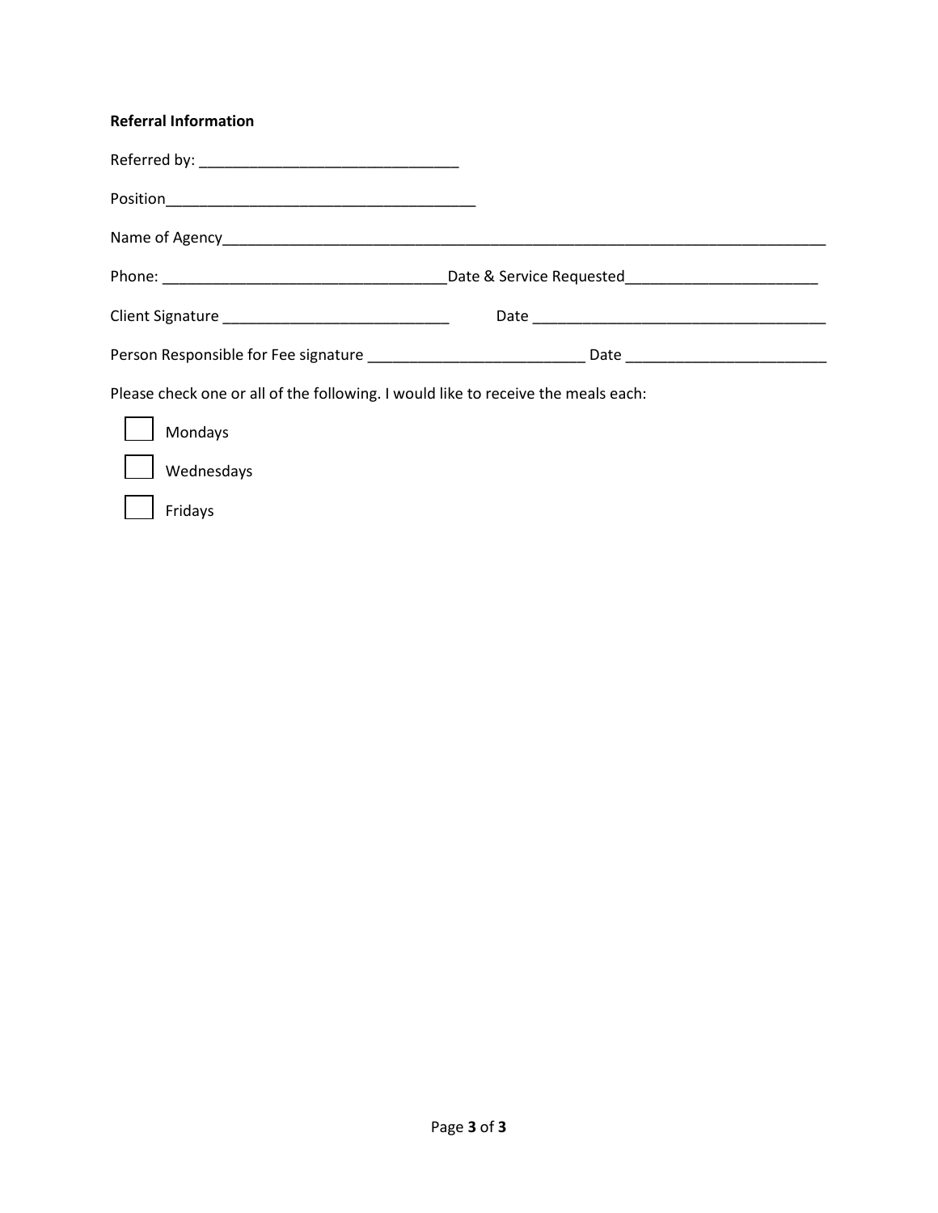**Referral Information**

Referred by: _______________________________

Position_____________________________________

Name of Agency___________________________________________________________________________

Phone: __________________________________Date & Service Requested_______________________

Client Signature ___________________________ Date __________________________________

Person Responsible for Fee signature _________________________ Date _______________________

Please check one or all of the following. I would like to receive the meals each:

- ☐ Mondays
- ☐ Wednesdays
- ☐ Fridays